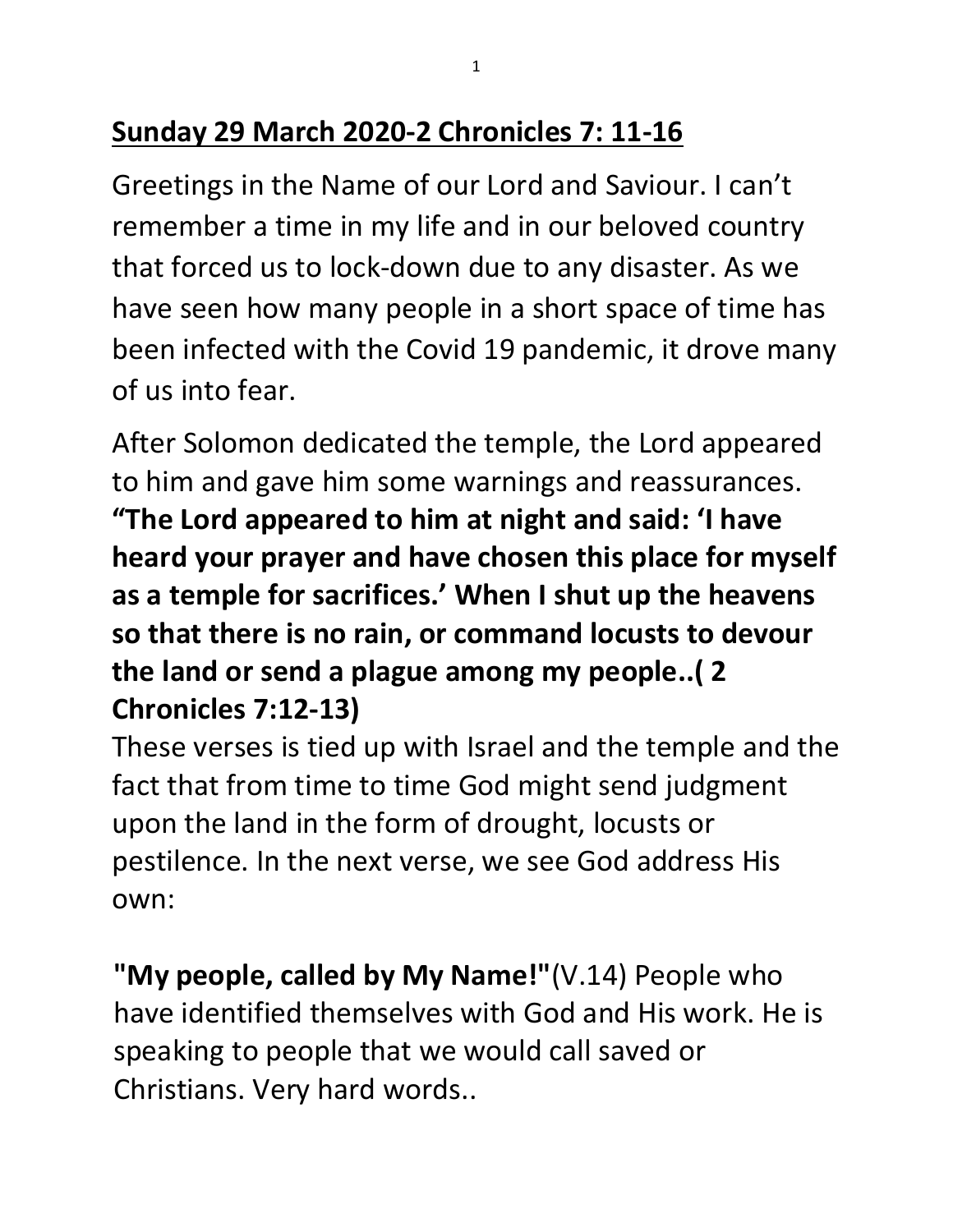# **Sunday 29 March 2020-2 Chronicles 7: 11-16**

Greetings in the Name of our Lord and Saviour. I can't remember a time in my life and in our beloved country that forced us to lock-down due to any disaster. As we have seen how many people in a short space of time has been infected with the Covid 19 pandemic, it drove many of us into fear.

After Solomon dedicated the temple, the Lord appeared to him and gave him some warnings and reassurances. **"The Lord appeared to him at night and said: 'I have heard your prayer and have chosen this place for myself as a temple for sacrifices.' When I shut up the heavens so that there is no rain, or command locusts to devour the land or send a plague among my people..( 2 Chronicles 7:12-13)**
These verses is tied up with Israel and the temple and the fact that from time to time God might send judgment upon the land in the form of drought, locusts or pestilence. In the next verse, we see God address His own:

**"My people, called by My Name!"**(V.14) People who have identified themselves with God and His work. He is speaking to people that we would call saved or Christians. Very hard words..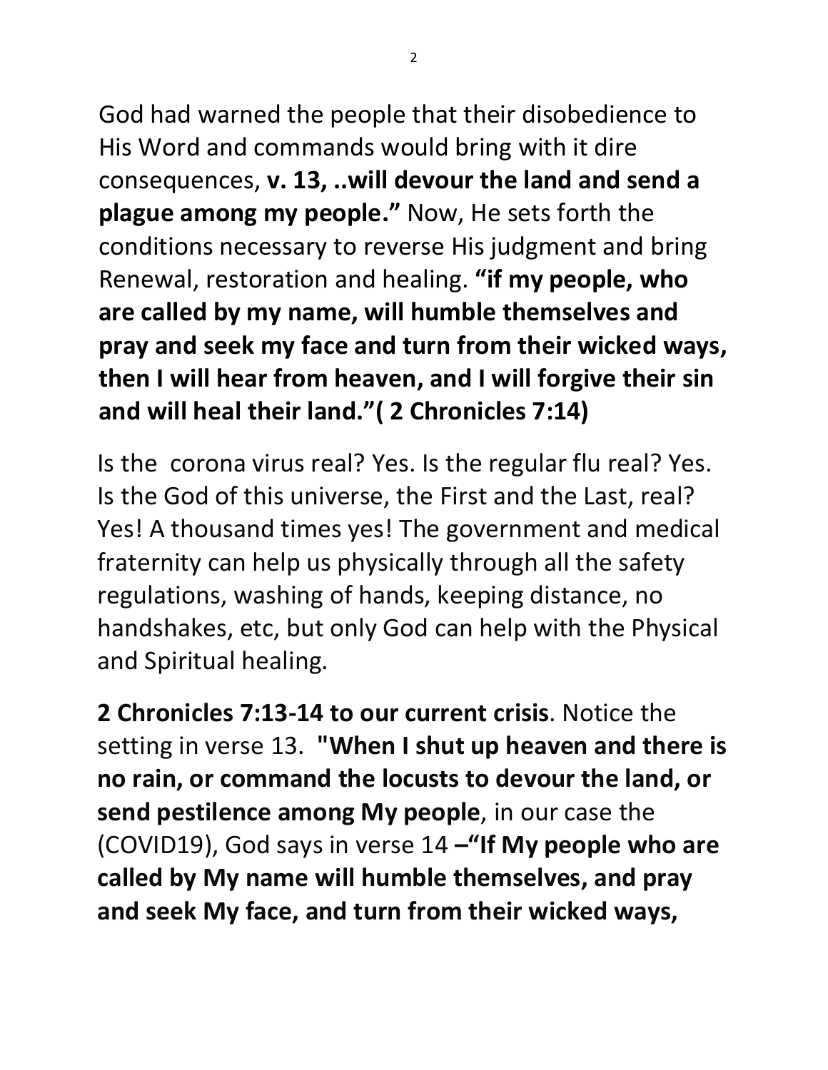God had warned the people that their disobedience to His Word and commands would bring with it dire consequences, **v. 13, ..will devour the land and send a plague among my people."** Now, He sets forth the conditions necessary to reverse His judgment and bring Renewal, restoration and healing. **"if my people, who are called by my name, will humble themselves and pray and seek my face and turn from their wicked ways, then I will hear from heaven, and I will forgive their sin and will heal their land."( 2 Chronicles 7:14)**

Is the corona virus real? Yes. Is the regular flu real? Yes. Is the God of this universe, the First and the Last, real? Yes! A thousand times yes! The government and medical fraternity can help us physically through all the safety regulations, washing of hands, keeping distance, no handshakes, etc, but only God can help with the Physical and Spiritual healing.

**2 Chronicles 7:13-14 to our current crisis**. Notice the setting in verse 13. **"When I shut up heaven and there is no rain, or command the locusts to devour the land, or send pestilence among My people**, in our case the (COVID19), God says in verse 14 **–"If My people who are called by My name will humble themselves, and pray and seek My face, and turn from their wicked ways,**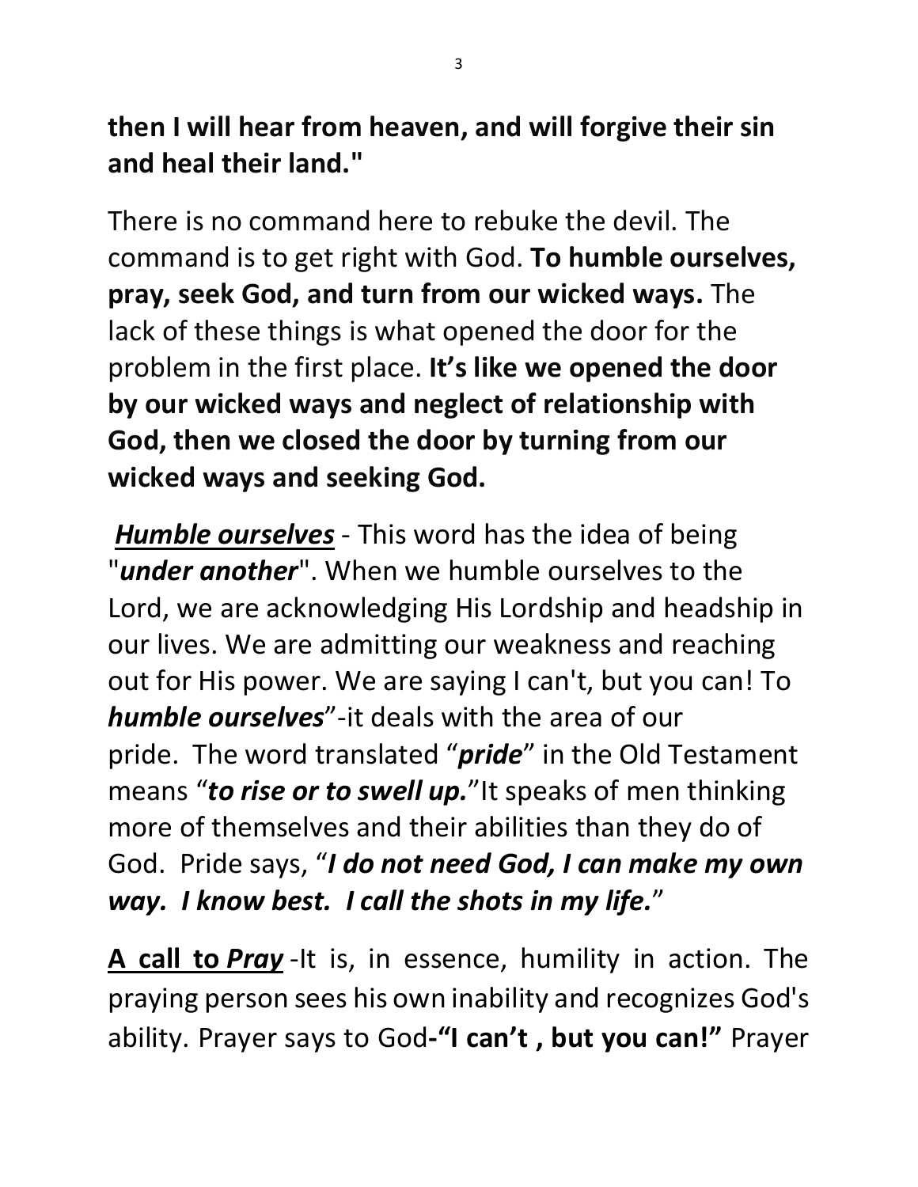**then I will hear from heaven, and will forgive their sin and heal their land."**

There is no command here to rebuke the devil. The command is to get right with God. **To humble ourselves, pray, seek God, and turn from our wicked ways.** The lack of these things is what opened the door for the problem in the first place. **It's like we opened the door by our wicked ways and neglect of relationship with God, then we closed the door by turning from our wicked ways and seeking God.**

***Humble ourselves*** - This word has the idea of being "***under another***". When we humble ourselves to the Lord, we are acknowledging His Lordship and headship in our lives. We are admitting our weakness and reaching out for His power. We are saying I can't, but you can! To ***humble ourselves***"-it deals with the area of our pride. The word translated "***pride***" in the Old Testament means "***to rise or to swell up.***"It speaks of men thinking more of themselves and their abilities than they do of God. Pride says, "***I do not need God, I can make my own way. I know best. I call the shots in my life.***"

**A call to *Pray*** -It is, in essence, humility in action. The praying person sees his own inability and recognizes God's ability. Prayer says to God**-"I can't , but you can!"** Prayer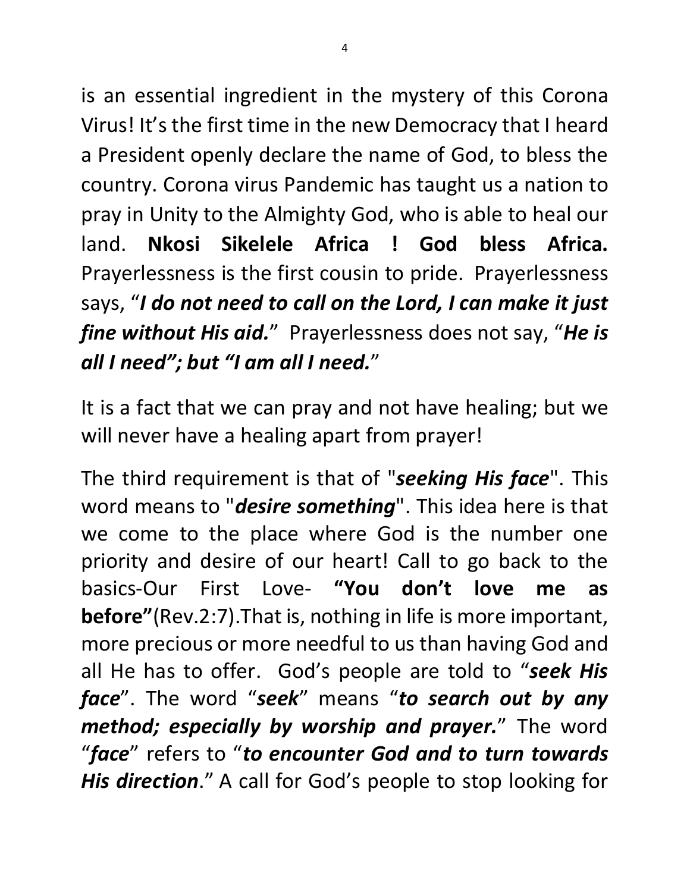is an essential ingredient in the mystery of this Corona Virus! It's the first time in the new Democracy that I heard a President openly declare the name of God, to bless the country. Corona virus Pandemic has taught us a nation to pray in Unity to the Almighty God, who is able to heal our land. **Nkosi Sikelele Africa ! God bless Africa.** Prayerlessness is the first cousin to pride. Prayerlessness says, "***I do not need to call on the Lord, I can make it just fine without His aid.***" Prayerlessness does not say, "***He is all I need"; but "I am all I need.***"

It is a fact that we can pray and not have healing; but we will never have a healing apart from prayer!

The third requirement is that of "***seeking His face***". This word means to "***desire something***". This idea here is that we come to the place where God is the number one priority and desire of our heart! Call to go back to the basics-Our First Love- **"You don't love me as before"**(Rev.2:7).That is, nothing in life is more important, more precious or more needful to us than having God and all He has to offer. God's people are told to "***seek His face***". The word "***seek***" means "***to search out by any method; especially by worship and prayer.***" The word "***face***" refers to "***to encounter God and to turn towards His direction***." A call for God's people to stop looking for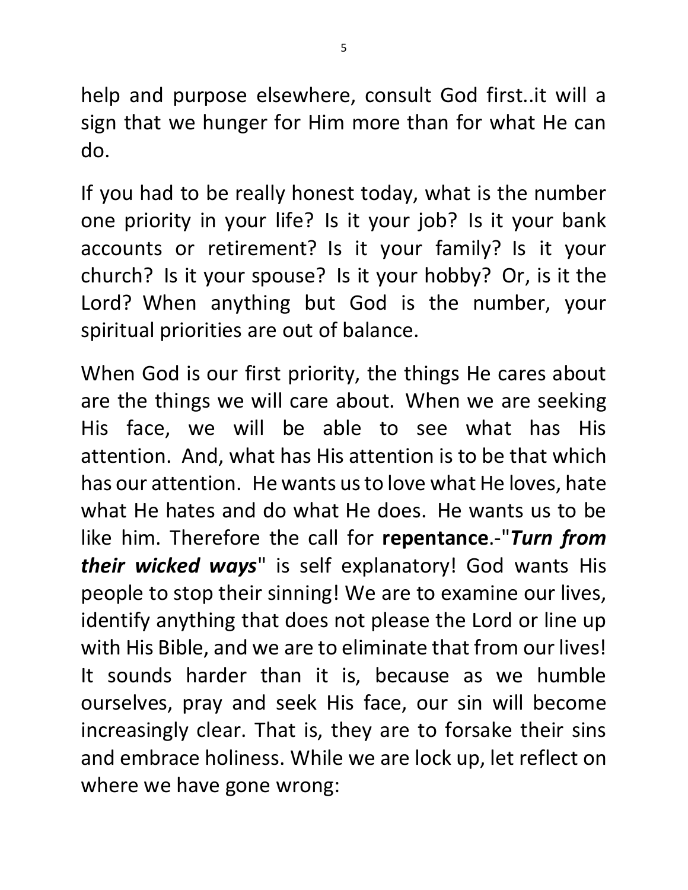help and purpose elsewhere, consult God first..it will a sign that we hunger for Him more than for what He can do.

If you had to be really honest today, what is the number one priority in your life? Is it your job? Is it your bank accounts or retirement? Is it your family? Is it your church? Is it your spouse? Is it your hobby? Or, is it the Lord? When anything but God is the number, your spiritual priorities are out of balance.

When God is our first priority, the things He cares about are the things we will care about. When we are seeking His face, we will be able to see what has His attention. And, what has His attention is to be that which has our attention. He wants us to love what He loves, hate what He hates and do what He does. He wants us to be like him. Therefore the call for **repentance**.-"***Turn from their wicked ways***" is self explanatory! God wants His people to stop their sinning! We are to examine our lives, identify anything that does not please the Lord or line up with His Bible, and we are to eliminate that from our lives! It sounds harder than it is, because as we humble ourselves, pray and seek His face, our sin will become increasingly clear. That is, they are to forsake their sins and embrace holiness. While we are lock up, let reflect on where we have gone wrong: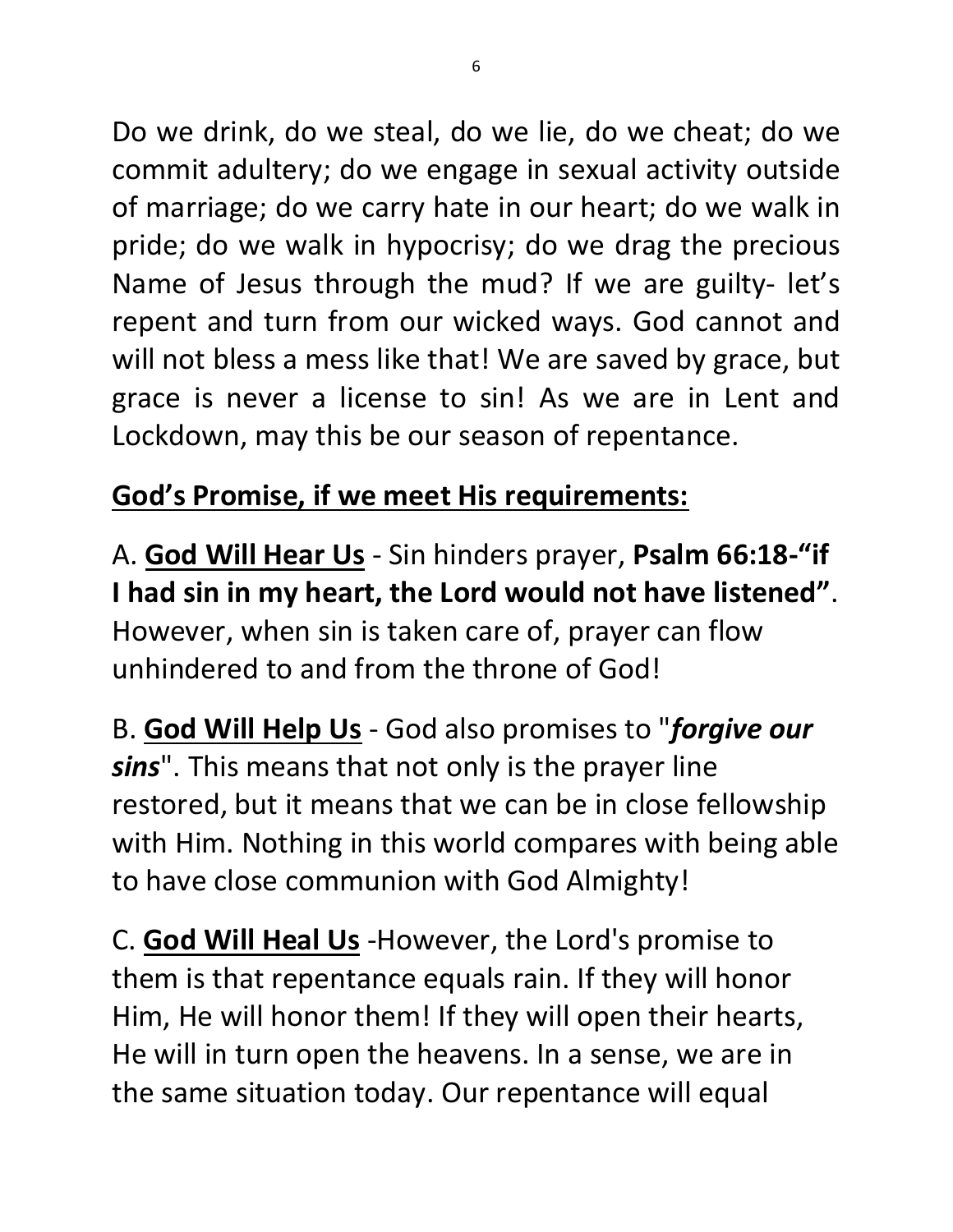Do we drink, do we steal, do we lie, do we cheat; do we commit adultery; do we engage in sexual activity outside of marriage; do we carry hate in our heart; do we walk in pride; do we walk in hypocrisy; do we drag the precious Name of Jesus through the mud? If we are guilty- let's repent and turn from our wicked ways. God cannot and will not bless a mess like that! We are saved by grace, but grace is never a license to sin! As we are in Lent and Lockdown, may this be our season of repentance.

**<u>God's Promise, if we meet His requirements:</u>**

A. **<u>God Will Hear Us</u>** - Sin hinders prayer, **Psalm 66:18-"if I had sin in my heart, the Lord would not have listened"**. However, when sin is taken care of, prayer can flow unhindered to and from the throne of God!

B. **<u>God Will Help Us</u>** - God also promises to "***forgive our sins***". This means that not only is the prayer line restored, but it means that we can be in close fellowship with Him. Nothing in this world compares with being able to have close communion with God Almighty!

C. **<u>God Will Heal Us</u>** -However, the Lord's promise to them is that repentance equals rain. If they will honor Him, He will honor them! If they will open their hearts, He will in turn open the heavens. In a sense, we are in the same situation today. Our repentance will equal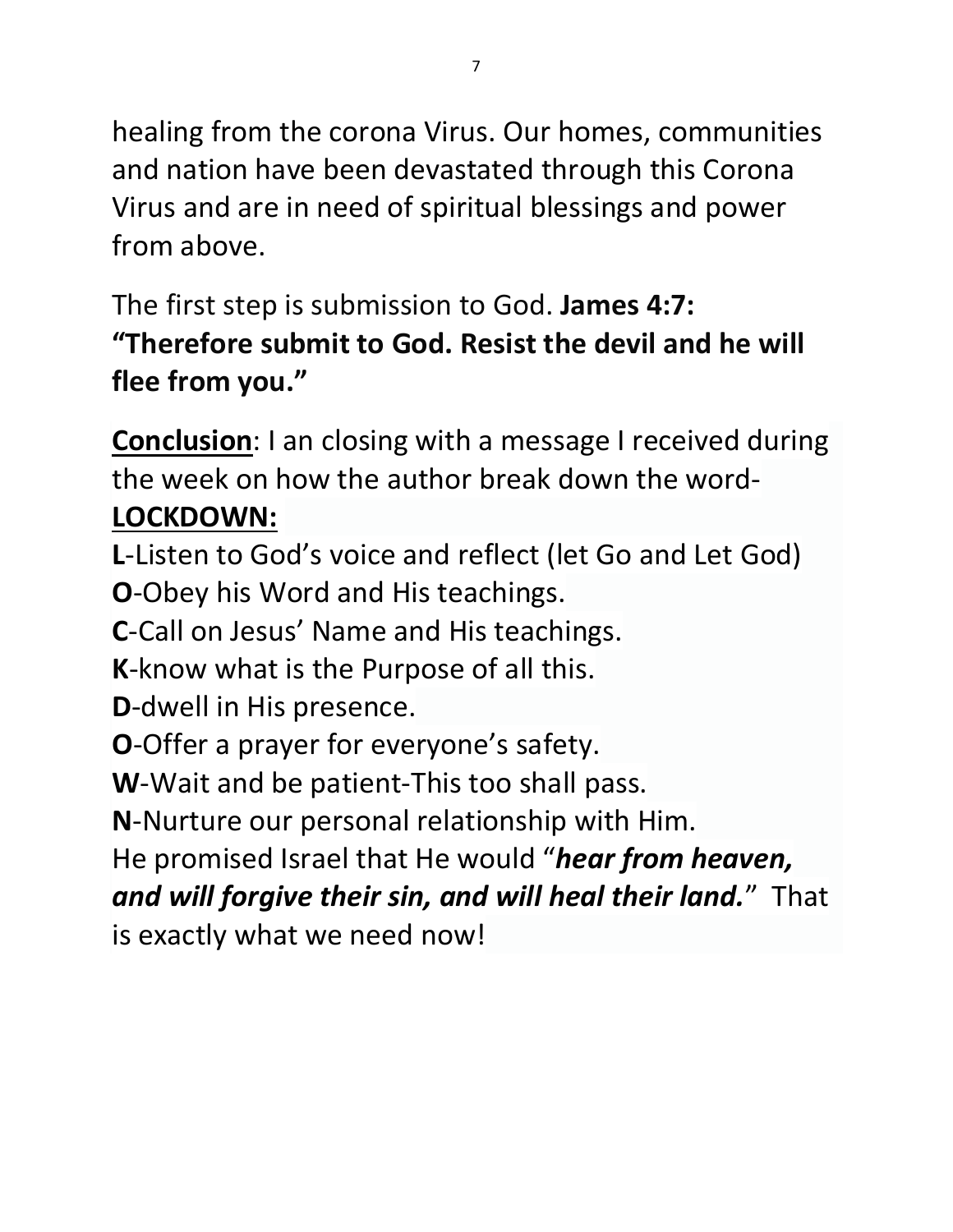healing from the corona Virus. Our homes, communities and nation have been devastated through this Corona Virus and are in need of spiritual blessings and power from above.

The first step is submission to God. **James 4:7: "Therefore submit to God. Resist the devil and he will flee from you."**

**<u>Conclusion</u>**: I an closing with a message I received during the week on how the author break down the word- **<u>LOCKDOWN:</u>**

**L**-Listen to God's voice and reflect (let Go and Let God)
**O**-Obey his Word and His teachings.
**C**-Call on Jesus' Name and His teachings.
**K**-know what is the Purpose of all this.
**D**-dwell in His presence.
**O**-Offer a prayer for everyone's safety.
**W**-Wait and be patient-This too shall pass.
**N**-Nurture our personal relationship with Him.

He promised Israel that He would "***hear from heaven, and will forgive their sin, and will heal their land.***" That is exactly what we need now!